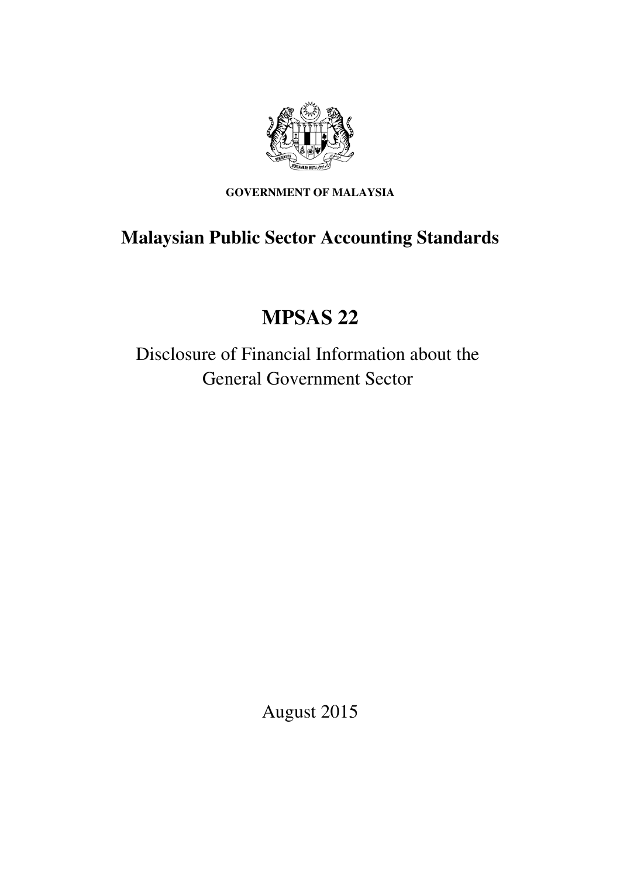**GOVERNMENT OF MALAYSIA**

# Malaysian Public Sector Accounting Standards

# MPSAS 22

## Disclosure of Financial Information about the General Government Sector

August 2015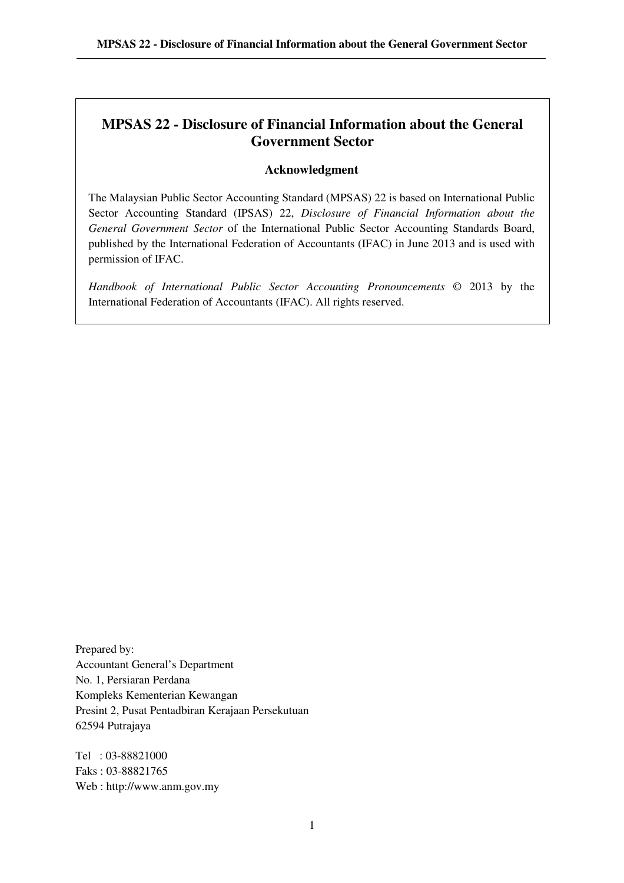# MPSAS 22 - Disclosure of Financial Information about the General Government Sector

## Acknowledgment

The Malaysian Public Sector Accounting Standard (MPSAS) 22 is based on International Public Sector Accounting Standard (IPSAS) 22, *Disclosure of Financial Information about the General Government Sector* of the International Public Sector Accounting Standards Board, published by the International Federation of Accountants (IFAC) in June 2013 and is used with permission of IFAC.

*Handbook of International Public Sector Accounting Pronouncements* © 2013 by the International Federation of Accountants (IFAC). All rights reserved.

Prepared by:
Accountant General's Department
No. 1, Persiaran Perdana
Kompleks Kementerian Kewangan
Presint 2, Pusat Pentadbiran Kerajaan Persekutuan
62594 Putrajaya

Tel : 03-88821000
Faks : 03-88821765
Web : http://www.anm.gov.my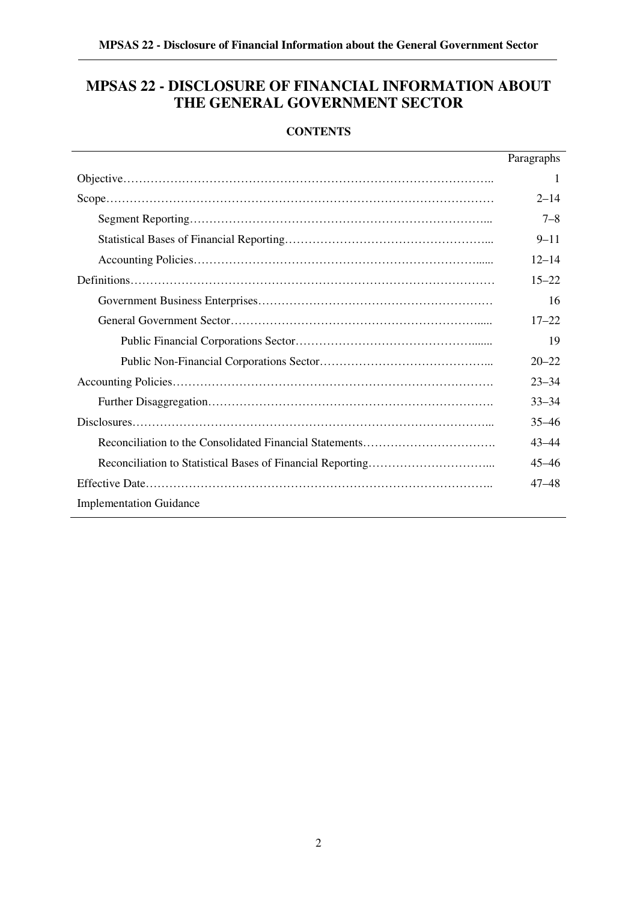# MPSAS 22 - DISCLOSURE OF FINANCIAL INFORMATION ABOUT THE GENERAL GOVERNMENT SECTOR

**CONTENTS**

| | Paragraphs |
|---|---|
| Objective | 1 |
| Scope | 2–14 |
| Segment Reporting | 7–8 |
| Statistical Bases of Financial Reporting | 9–11 |
| Accounting Policies | 12–14 |
| Definitions | 15–22 |
| Government Business Enterprises | 16 |
| General Government Sector | 17–22 |
| Public Financial Corporations Sector | 19 |
| Public Non-Financial Corporations Sector | 20–22 |
| Accounting Policies | 23–34 |
| Further Disaggregation | 33–34 |
| Disclosures | 35–46 |
| Reconciliation to the Consolidated Financial Statements | 43–44 |
| Reconciliation to Statistical Bases of Financial Reporting | 45–46 |
| Effective Date | 47–48 |
| Implementation Guidance | |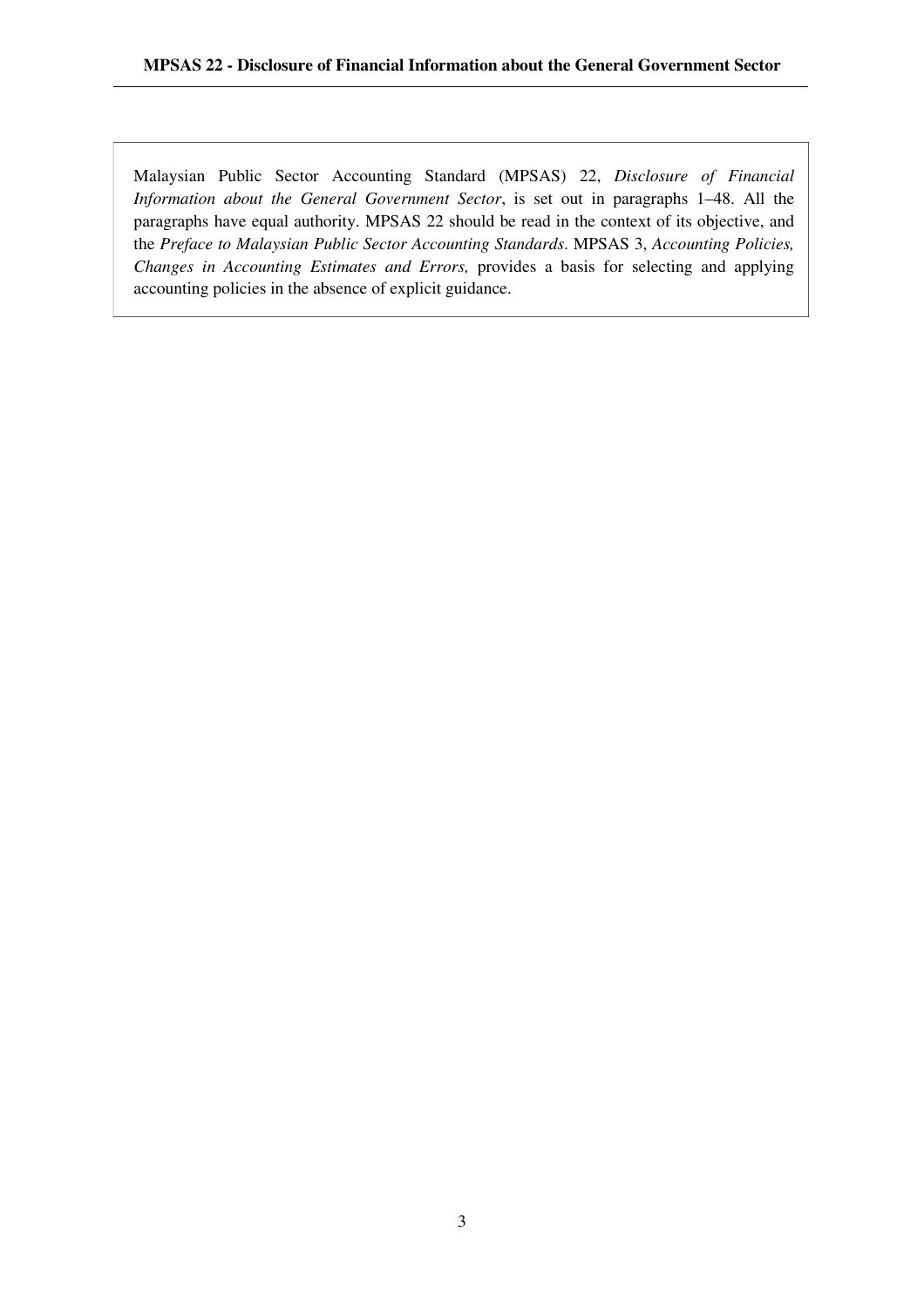Malaysian Public Sector Accounting Standard (MPSAS) 22, *Disclosure of Financial Information about the General Government Sector*, is set out in paragraphs 1–48. All the paragraphs have equal authority. MPSAS 22 should be read in the context of its objective, and the *Preface to Malaysian Public Sector Accounting Standards*. MPSAS 3, *Accounting Policies, Changes in Accounting Estimates and Errors,* provides a basis for selecting and applying accounting policies in the absence of explicit guidance.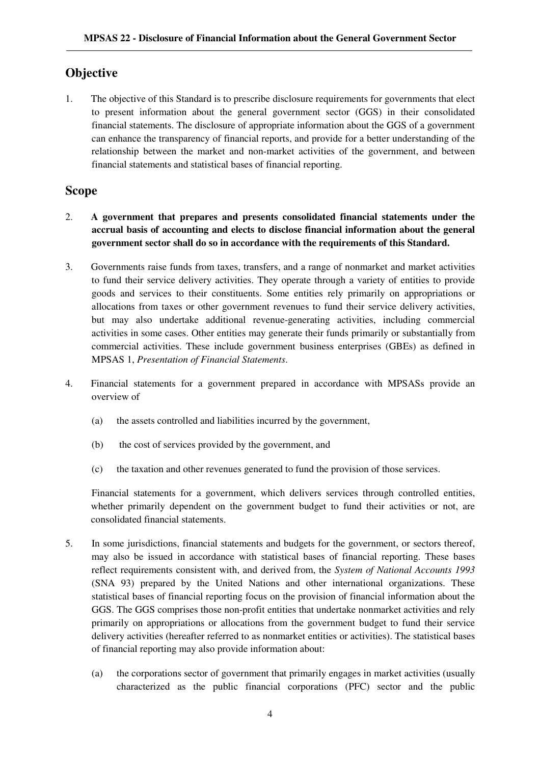## Objective

1. The objective of this Standard is to prescribe disclosure requirements for governments that elect to present information about the general government sector (GGS) in their consolidated financial statements. The disclosure of appropriate information about the GGS of a government can enhance the transparency of financial reports, and provide for a better understanding of the relationship between the market and non-market activities of the government, and between financial statements and statistical bases of financial reporting.

## Scope

2. **A government that prepares and presents consolidated financial statements under the accrual basis of accounting and elects to disclose financial information about the general government sector shall do so in accordance with the requirements of this Standard.**

3. Governments raise funds from taxes, transfers, and a range of nonmarket and market activities to fund their service delivery activities. They operate through a variety of entities to provide goods and services to their constituents. Some entities rely primarily on appropriations or allocations from taxes or other government revenues to fund their service delivery activities, but may also undertake additional revenue-generating activities, including commercial activities in some cases. Other entities may generate their funds primarily or substantially from commercial activities. These include government business enterprises (GBEs) as defined in MPSAS 1, *Presentation of Financial Statements*.

4. Financial statements for a government prepared in accordance with MPSASs provide an overview of

   (a) the assets controlled and liabilities incurred by the government,

   (b) the cost of services provided by the government, and

   (c) the taxation and other revenues generated to fund the provision of those services.

   Financial statements for a government, which delivers services through controlled entities, whether primarily dependent on the government budget to fund their activities or not, are consolidated financial statements.

5. In some jurisdictions, financial statements and budgets for the government, or sectors thereof, may also be issued in accordance with statistical bases of financial reporting. These bases reflect requirements consistent with, and derived from, the *System of National Accounts 1993* (SNA 93) prepared by the United Nations and other international organizations. These statistical bases of financial reporting focus on the provision of financial information about the GGS. The GGS comprises those non-profit entities that undertake nonmarket activities and rely primarily on appropriations or allocations from the government budget to fund their service delivery activities (hereafter referred to as nonmarket entities or activities). The statistical bases of financial reporting may also provide information about:

   (a) the corporations sector of government that primarily engages in market activities (usually characterized as the public financial corporations (PFC) sector and the public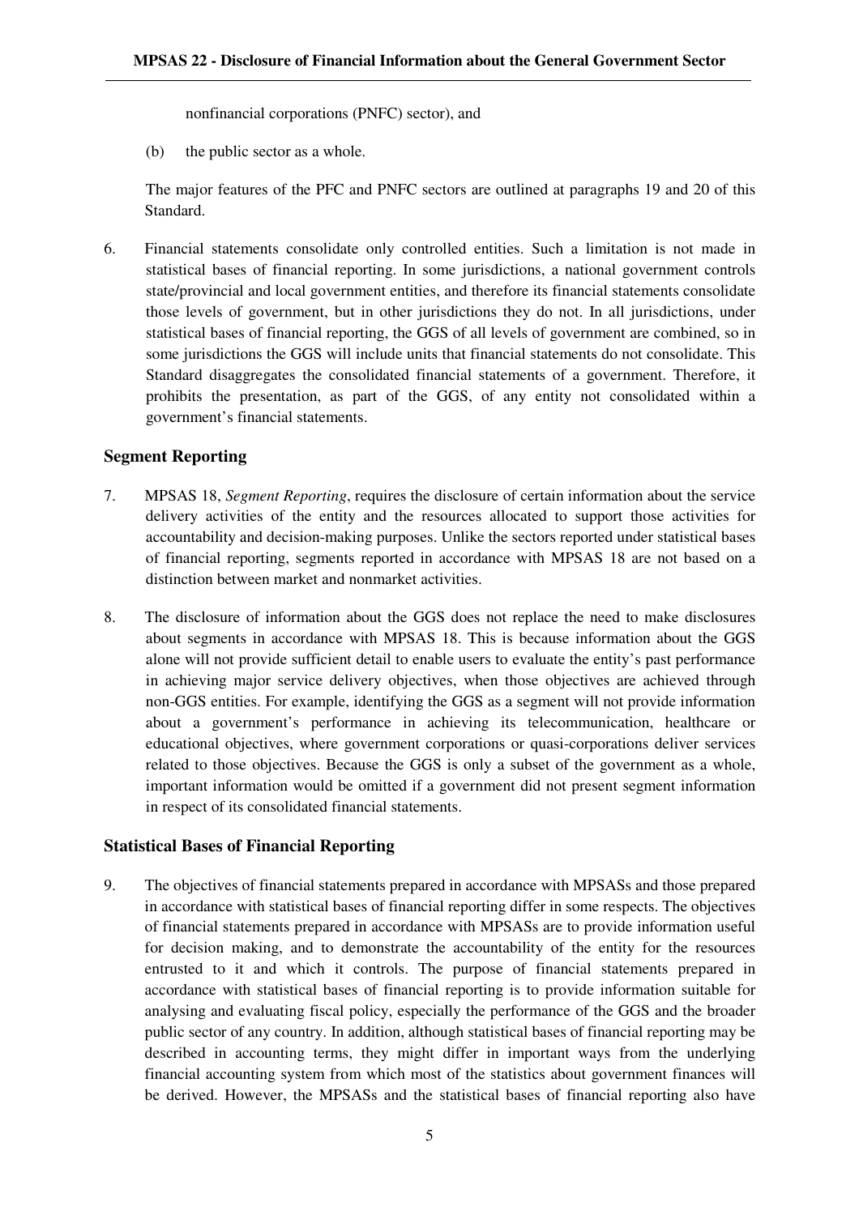nonfinancial corporations (PNFC) sector), and

(b) the public sector as a whole.

The major features of the PFC and PNFC sectors are outlined at paragraphs 19 and 20 of this Standard.

6. Financial statements consolidate only controlled entities. Such a limitation is not made in statistical bases of financial reporting. In some jurisdictions, a national government controls state/provincial and local government entities, and therefore its financial statements consolidate those levels of government, but in other jurisdictions they do not. In all jurisdictions, under statistical bases of financial reporting, the GGS of all levels of government are combined, so in some jurisdictions the GGS will include units that financial statements do not consolidate. This Standard disaggregates the consolidated financial statements of a government. Therefore, it prohibits the presentation, as part of the GGS, of any entity not consolidated within a government's financial statements.

## Segment Reporting

7. MPSAS 18, *Segment Reporting*, requires the disclosure of certain information about the service delivery activities of the entity and the resources allocated to support those activities for accountability and decision-making purposes. Unlike the sectors reported under statistical bases of financial reporting, segments reported in accordance with MPSAS 18 are not based on a distinction between market and nonmarket activities.

8. The disclosure of information about the GGS does not replace the need to make disclosures about segments in accordance with MPSAS 18. This is because information about the GGS alone will not provide sufficient detail to enable users to evaluate the entity's past performance in achieving major service delivery objectives, when those objectives are achieved through non-GGS entities. For example, identifying the GGS as a segment will not provide information about a government's performance in achieving its telecommunication, healthcare or educational objectives, where government corporations or quasi-corporations deliver services related to those objectives. Because the GGS is only a subset of the government as a whole, important information would be omitted if a government did not present segment information in respect of its consolidated financial statements.

## Statistical Bases of Financial Reporting

9. The objectives of financial statements prepared in accordance with MPSASs and those prepared in accordance with statistical bases of financial reporting differ in some respects. The objectives of financial statements prepared in accordance with MPSASs are to provide information useful for decision making, and to demonstrate the accountability of the entity for the resources entrusted to it and which it controls. The purpose of financial statements prepared in accordance with statistical bases of financial reporting is to provide information suitable for analysing and evaluating fiscal policy, especially the performance of the GGS and the broader public sector of any country. In addition, although statistical bases of financial reporting may be described in accounting terms, they might differ in important ways from the underlying financial accounting system from which most of the statistics about government finances will be derived. However, the MPSASs and the statistical bases of financial reporting also have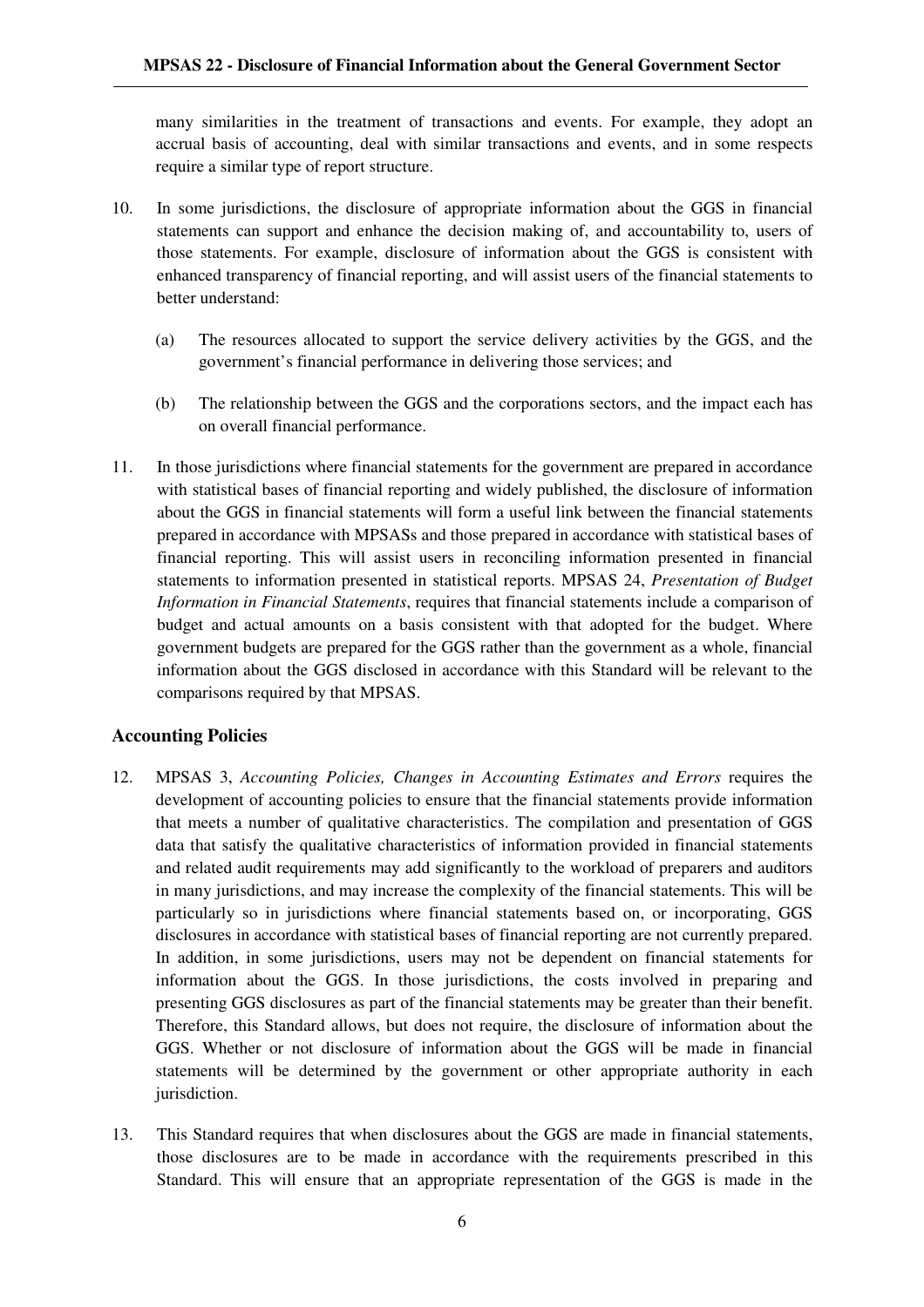many similarities in the treatment of transactions and events. For example, they adopt an accrual basis of accounting, deal with similar transactions and events, and in some respects require a similar type of report structure.

10. In some jurisdictions, the disclosure of appropriate information about the GGS in financial statements can support and enhance the decision making of, and accountability to, users of those statements. For example, disclosure of information about the GGS is consistent with enhanced transparency of financial reporting, and will assist users of the financial statements to better understand:

    (a) The resources allocated to support the service delivery activities by the GGS, and the government's financial performance in delivering those services; and

    (b) The relationship between the GGS and the corporations sectors, and the impact each has on overall financial performance.

11. In those jurisdictions where financial statements for the government are prepared in accordance with statistical bases of financial reporting and widely published, the disclosure of information about the GGS in financial statements will form a useful link between the financial statements prepared in accordance with MPSASs and those prepared in accordance with statistical bases of financial reporting. This will assist users in reconciling information presented in financial statements to information presented in statistical reports. MPSAS 24, *Presentation of Budget Information in Financial Statements*, requires that financial statements include a comparison of budget and actual amounts on a basis consistent with that adopted for the budget. Where government budgets are prepared for the GGS rather than the government as a whole, financial information about the GGS disclosed in accordance with this Standard will be relevant to the comparisons required by that MPSAS.

## Accounting Policies

12. MPSAS 3, *Accounting Policies, Changes in Accounting Estimates and Errors* requires the development of accounting policies to ensure that the financial statements provide information that meets a number of qualitative characteristics. The compilation and presentation of GGS data that satisfy the qualitative characteristics of information provided in financial statements and related audit requirements may add significantly to the workload of preparers and auditors in many jurisdictions, and may increase the complexity of the financial statements. This will be particularly so in jurisdictions where financial statements based on, or incorporating, GGS disclosures in accordance with statistical bases of financial reporting are not currently prepared. In addition, in some jurisdictions, users may not be dependent on financial statements for information about the GGS. In those jurisdictions, the costs involved in preparing and presenting GGS disclosures as part of the financial statements may be greater than their benefit. Therefore, this Standard allows, but does not require, the disclosure of information about the GGS. Whether or not disclosure of information about the GGS will be made in financial statements will be determined by the government or other appropriate authority in each jurisdiction.

13. This Standard requires that when disclosures about the GGS are made in financial statements, those disclosures are to be made in accordance with the requirements prescribed in this Standard. This will ensure that an appropriate representation of the GGS is made in the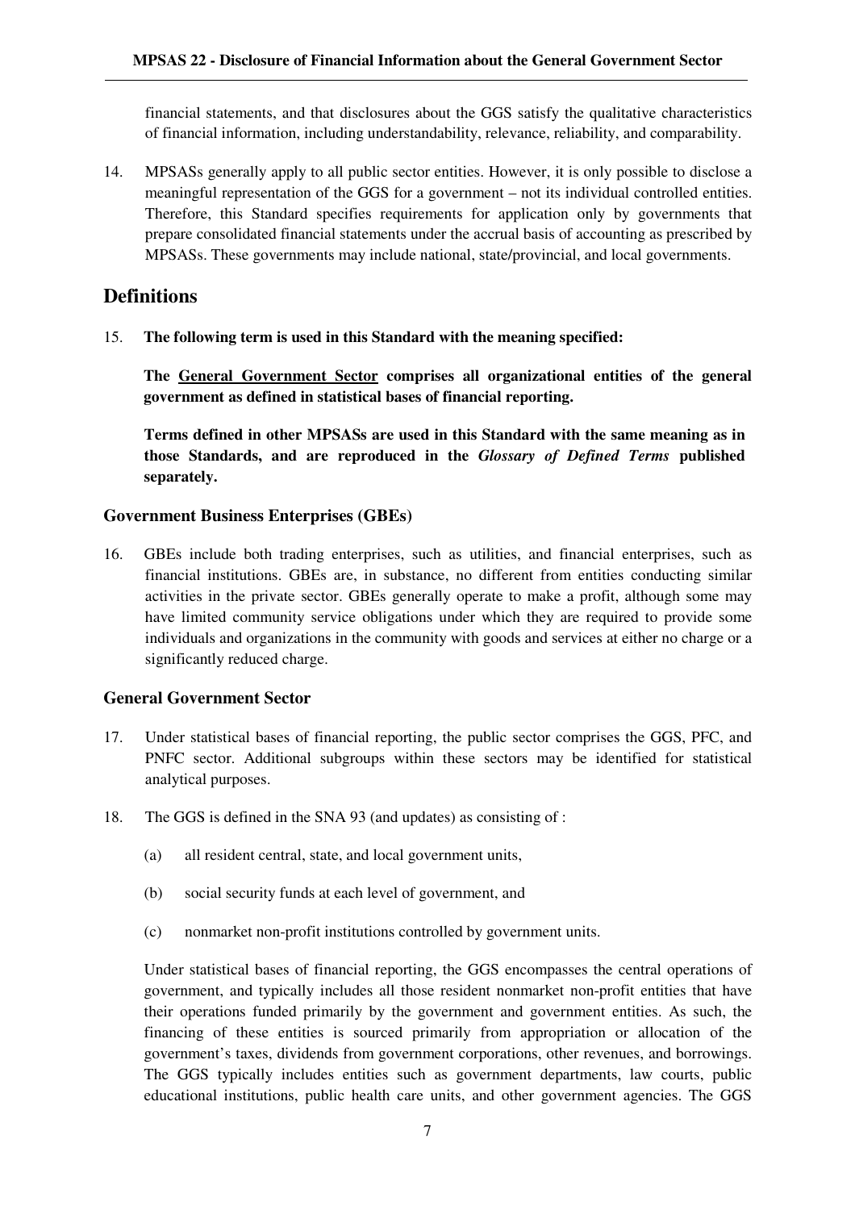financial statements, and that disclosures about the GGS satisfy the qualitative characteristics of financial information, including understandability, relevance, reliability, and comparability.

14. MPSASs generally apply to all public sector entities. However, it is only possible to disclose a meaningful representation of the GGS for a government – not its individual controlled entities. Therefore, this Standard specifies requirements for application only by governments that prepare consolidated financial statements under the accrual basis of accounting as prescribed by MPSASs. These governments may include national, state/provincial, and local governments.

## Definitions

15. **The following term is used in this Standard with the meaning specified:**

    **The <u>General Government Sector</u> comprises all organizational entities of the general government as defined in statistical bases of financial reporting.**

    **Terms defined in other MPSASs are used in this Standard with the same meaning as in those Standards, and are reproduced in the *Glossary of Defined Terms* published separately.**

### Government Business Enterprises (GBEs)

16. GBEs include both trading enterprises, such as utilities, and financial enterprises, such as financial institutions. GBEs are, in substance, no different from entities conducting similar activities in the private sector. GBEs generally operate to make a profit, although some may have limited community service obligations under which they are required to provide some individuals and organizations in the community with goods and services at either no charge or a significantly reduced charge.

### General Government Sector

17. Under statistical bases of financial reporting, the public sector comprises the GGS, PFC, and PNFC sector. Additional subgroups within these sectors may be identified for statistical analytical purposes.

18. The GGS is defined in the SNA 93 (and updates) as consisting of :

    (a) all resident central, state, and local government units,

    (b) social security funds at each level of government, and

    (c) nonmarket non-profit institutions controlled by government units.

    Under statistical bases of financial reporting, the GGS encompasses the central operations of government, and typically includes all those resident nonmarket non-profit entities that have their operations funded primarily by the government and government entities. As such, the financing of these entities is sourced primarily from appropriation or allocation of the government's taxes, dividends from government corporations, other revenues, and borrowings. The GGS typically includes entities such as government departments, law courts, public educational institutions, public health care units, and other government agencies. The GGS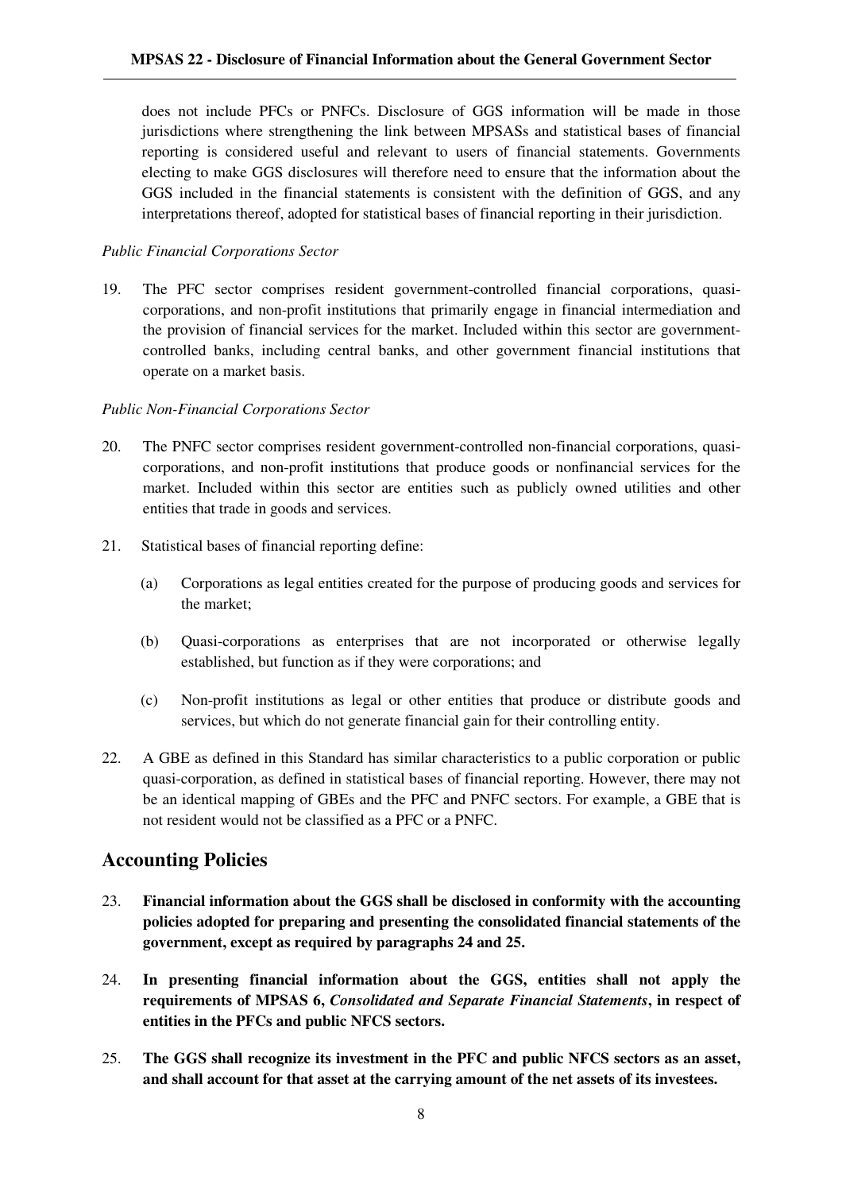does not include PFCs or PNFCs. Disclosure of GGS information will be made in those jurisdictions where strengthening the link between MPSASs and statistical bases of financial reporting is considered useful and relevant to users of financial statements. Governments electing to make GGS disclosures will therefore need to ensure that the information about the GGS included in the financial statements is consistent with the definition of GGS, and any interpretations thereof, adopted for statistical bases of financial reporting in their jurisdiction.

*Public Financial Corporations Sector*

19. The PFC sector comprises resident government-controlled financial corporations, quasi-corporations, and non-profit institutions that primarily engage in financial intermediation and the provision of financial services for the market. Included within this sector are government-controlled banks, including central banks, and other government financial institutions that operate on a market basis.

*Public Non-Financial Corporations Sector*

20. The PNFC sector comprises resident government-controlled non-financial corporations, quasi-corporations, and non-profit institutions that produce goods or nonfinancial services for the market. Included within this sector are entities such as publicly owned utilities and other entities that trade in goods and services.

21. Statistical bases of financial reporting define:

    (a) Corporations as legal entities created for the purpose of producing goods and services for the market;

    (b) Quasi-corporations as enterprises that are not incorporated or otherwise legally established, but function as if they were corporations; and

    (c) Non-profit institutions as legal or other entities that produce or distribute goods and services, but which do not generate financial gain for their controlling entity.

22. A GBE as defined in this Standard has similar characteristics to a public corporation or public quasi-corporation, as defined in statistical bases of financial reporting. However, there may not be an identical mapping of GBEs and the PFC and PNFC sectors. For example, a GBE that is not resident would not be classified as a PFC or a PNFC.

## Accounting Policies

23. **Financial information about the GGS shall be disclosed in conformity with the accounting policies adopted for preparing and presenting the consolidated financial statements of the government, except as required by paragraphs 24 and 25.**

24. **In presenting financial information about the GGS, entities shall not apply the requirements of MPSAS 6, *Consolidated and Separate Financial Statements*, in respect of entities in the PFCs and public NFCS sectors.**

25. **The GGS shall recognize its investment in the PFC and public NFCS sectors as an asset, and shall account for that asset at the carrying amount of the net assets of its investees.**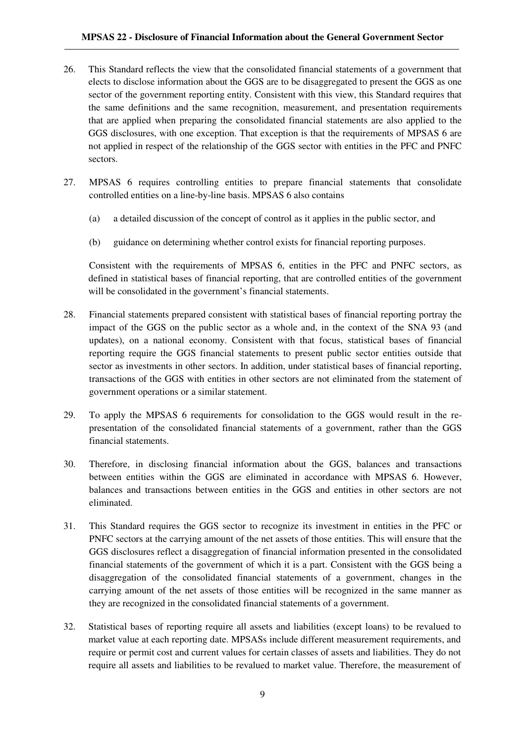26. This Standard reflects the view that the consolidated financial statements of a government that elects to disclose information about the GGS are to be disaggregated to present the GGS as one sector of the government reporting entity. Consistent with this view, this Standard requires that the same definitions and the same recognition, measurement, and presentation requirements that are applied when preparing the consolidated financial statements are also applied to the GGS disclosures, with one exception. That exception is that the requirements of MPSAS 6 are not applied in respect of the relationship of the GGS sector with entities in the PFC and PNFC sectors.

27. MPSAS 6 requires controlling entities to prepare financial statements that consolidate controlled entities on a line-by-line basis. MPSAS 6 also contains

    (a) a detailed discussion of the concept of control as it applies in the public sector, and

    (b) guidance on determining whether control exists for financial reporting purposes.

    Consistent with the requirements of MPSAS 6, entities in the PFC and PNFC sectors, as defined in statistical bases of financial reporting, that are controlled entities of the government will be consolidated in the government's financial statements.

28. Financial statements prepared consistent with statistical bases of financial reporting portray the impact of the GGS on the public sector as a whole and, in the context of the SNA 93 (and updates), on a national economy. Consistent with that focus, statistical bases of financial reporting require the GGS financial statements to present public sector entities outside that sector as investments in other sectors. In addition, under statistical bases of financial reporting, transactions of the GGS with entities in other sectors are not eliminated from the statement of government operations or a similar statement.

29. To apply the MPSAS 6 requirements for consolidation to the GGS would result in the re-presentation of the consolidated financial statements of a government, rather than the GGS financial statements.

30. Therefore, in disclosing financial information about the GGS, balances and transactions between entities within the GGS are eliminated in accordance with MPSAS 6. However, balances and transactions between entities in the GGS and entities in other sectors are not eliminated.

31. This Standard requires the GGS sector to recognize its investment in entities in the PFC or PNFC sectors at the carrying amount of the net assets of those entities. This will ensure that the GGS disclosures reflect a disaggregation of financial information presented in the consolidated financial statements of the government of which it is a part. Consistent with the GGS being a disaggregation of the consolidated financial statements of a government, changes in the carrying amount of the net assets of those entities will be recognized in the same manner as they are recognized in the consolidated financial statements of a government.

32. Statistical bases of reporting require all assets and liabilities (except loans) to be revalued to market value at each reporting date. MPSASs include different measurement requirements, and require or permit cost and current values for certain classes of assets and liabilities. They do not require all assets and liabilities to be revalued to market value. Therefore, the measurement of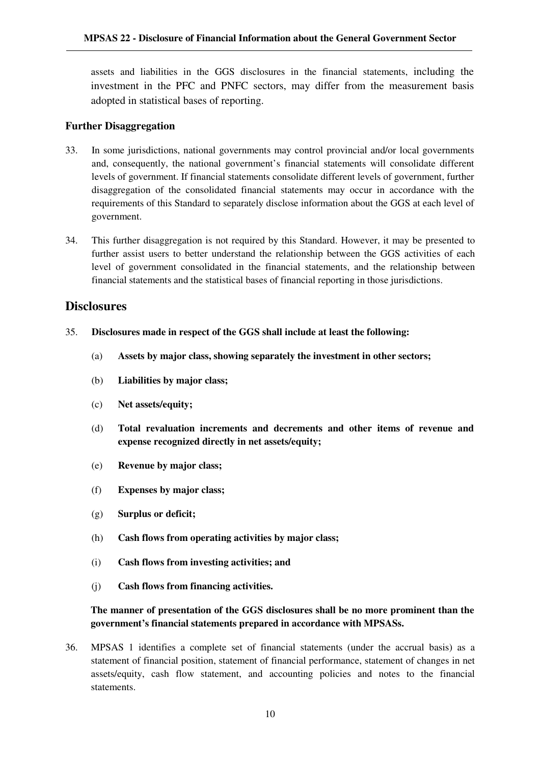assets and liabilities in the GGS disclosures in the financial statements, including the investment in the PFC and PNFC sectors, may differ from the measurement basis adopted in statistical bases of reporting.

### Further Disaggregation

33. In some jurisdictions, national governments may control provincial and/or local governments and, consequently, the national government's financial statements will consolidate different levels of government. If financial statements consolidate different levels of government, further disaggregation of the consolidated financial statements may occur in accordance with the requirements of this Standard to separately disclose information about the GGS at each level of government.

34. This further disaggregation is not required by this Standard. However, it may be presented to further assist users to better understand the relationship between the GGS activities of each level of government consolidated in the financial statements, and the relationship between financial statements and the statistical bases of financial reporting in those jurisdictions.

## Disclosures

35. **Disclosures made in respect of the GGS shall include at least the following:**

    (a) **Assets by major class, showing separately the investment in other sectors;**

    (b) **Liabilities by major class;**

    (c) **Net assets/equity;**

    (d) **Total revaluation increments and decrements and other items of revenue and expense recognized directly in net assets/equity;**

    (e) **Revenue by major class;**

    (f) **Expenses by major class;**

    (g) **Surplus or deficit;**

    (h) **Cash flows from operating activities by major class;**

    (i) **Cash flows from investing activities; and**

    (j) **Cash flows from financing activities.**

    **The manner of presentation of the GGS disclosures shall be no more prominent than the government's financial statements prepared in accordance with MPSASs.**

36. MPSAS 1 identifies a complete set of financial statements (under the accrual basis) as a statement of financial position, statement of financial performance, statement of changes in net assets/equity, cash flow statement, and accounting policies and notes to the financial statements.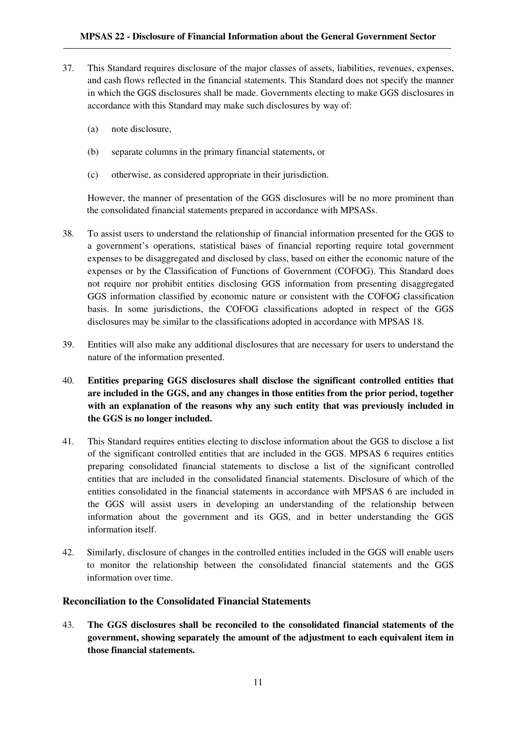37. This Standard requires disclosure of the major classes of assets, liabilities, revenues, expenses, and cash flows reflected in the financial statements. This Standard does not specify the manner in which the GGS disclosures shall be made. Governments electing to make GGS disclosures in accordance with this Standard may make such disclosures by way of:

    (a) note disclosure,

    (b) separate columns in the primary financial statements, or

    (c) otherwise, as considered appropriate in their jurisdiction.

    However, the manner of presentation of the GGS disclosures will be no more prominent than the consolidated financial statements prepared in accordance with MPSASs.

38. To assist users to understand the relationship of financial information presented for the GGS to a government's operations, statistical bases of financial reporting require total government expenses to be disaggregated and disclosed by class, based on either the economic nature of the expenses or by the Classification of Functions of Government (COFOG). This Standard does not require nor prohibit entities disclosing GGS information from presenting disaggregated GGS information classified by economic nature or consistent with the COFOG classification basis. In some jurisdictions, the COFOG classifications adopted in respect of the GGS disclosures may be similar to the classifications adopted in accordance with MPSAS 18.

39. Entities will also make any additional disclosures that are necessary for users to understand the nature of the information presented.

40. **Entities preparing GGS disclosures shall disclose the significant controlled entities that are included in the GGS, and any changes in those entities from the prior period, together with an explanation of the reasons why any such entity that was previously included in the GGS is no longer included.**

41. This Standard requires entities electing to disclose information about the GGS to disclose a list of the significant controlled entities that are included in the GGS. MPSAS 6 requires entities preparing consolidated financial statements to disclose a list of the significant controlled entities that are included in the consolidated financial statements. Disclosure of which of the entities consolidated in the financial statements in accordance with MPSAS 6 are included in the GGS will assist users in developing an understanding of the relationship between information about the government and its GGS, and in better understanding the GGS information itself.

42. Similarly, disclosure of changes in the controlled entities included in the GGS will enable users to monitor the relationship between the consolidated financial statements and the GGS information over time.

### Reconciliation to the Consolidated Financial Statements

43. **The GGS disclosures shall be reconciled to the consolidated financial statements of the government, showing separately the amount of the adjustment to each equivalent item in those financial statements.**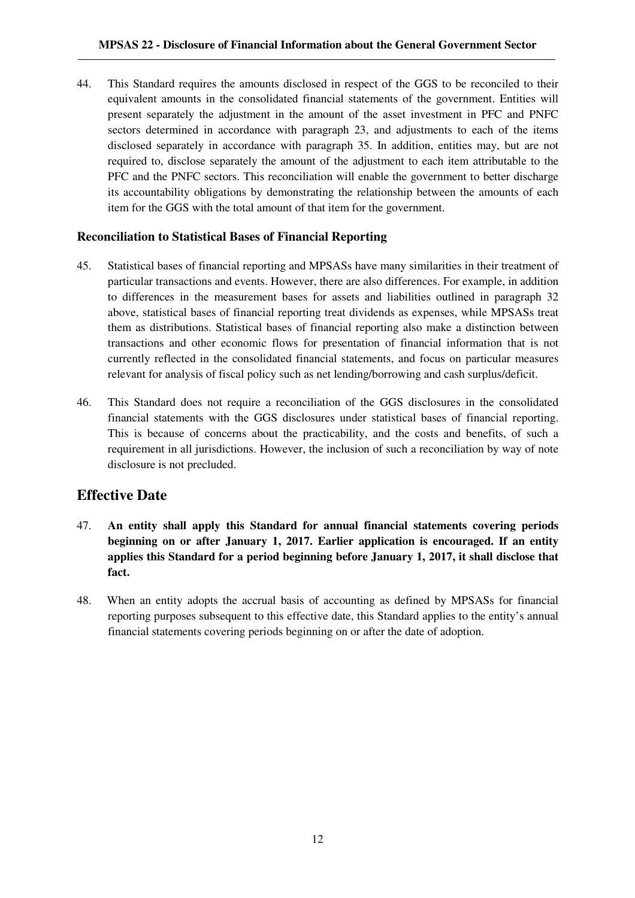44. This Standard requires the amounts disclosed in respect of the GGS to be reconciled to their equivalent amounts in the consolidated financial statements of the government. Entities will present separately the adjustment in the amount of the asset investment in PFC and PNFC sectors determined in accordance with paragraph 23, and adjustments to each of the items disclosed separately in accordance with paragraph 35. In addition, entities may, but are not required to, disclose separately the amount of the adjustment to each item attributable to the PFC and the PNFC sectors. This reconciliation will enable the government to better discharge its accountability obligations by demonstrating the relationship between the amounts of each item for the GGS with the total amount of that item for the government.

### Reconciliation to Statistical Bases of Financial Reporting

45. Statistical bases of financial reporting and MPSASs have many similarities in their treatment of particular transactions and events. However, there are also differences. For example, in addition to differences in the measurement bases for assets and liabilities outlined in paragraph 32 above, statistical bases of financial reporting treat dividends as expenses, while MPSASs treat them as distributions. Statistical bases of financial reporting also make a distinction between transactions and other economic flows for presentation of financial information that is not currently reflected in the consolidated financial statements, and focus on particular measures relevant for analysis of fiscal policy such as net lending/borrowing and cash surplus/deficit.

46. This Standard does not require a reconciliation of the GGS disclosures in the consolidated financial statements with the GGS disclosures under statistical bases of financial reporting. This is because of concerns about the practicability, and the costs and benefits, of such a requirement in all jurisdictions. However, the inclusion of such a reconciliation by way of note disclosure is not precluded.

## Effective Date

47. **An entity shall apply this Standard for annual financial statements covering periods beginning on or after January 1, 2017. Earlier application is encouraged. If an entity applies this Standard for a period beginning before January 1, 2017, it shall disclose that fact.**

48. When an entity adopts the accrual basis of accounting as defined by MPSASs for financial reporting purposes subsequent to this effective date, this Standard applies to the entity's annual financial statements covering periods beginning on or after the date of adoption.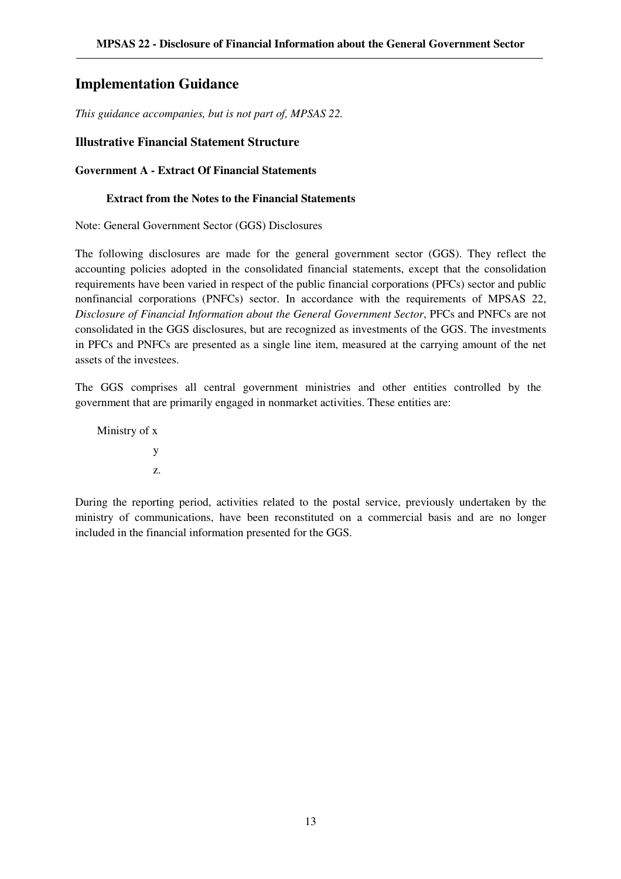## Implementation Guidance

*This guidance accompanies, but is not part of, MPSAS 22.*

### Illustrative Financial Statement Structure

#### Government A - Extract Of Financial Statements

**Extract from the Notes to the Financial Statements**

Note: General Government Sector (GGS) Disclosures

The following disclosures are made for the general government sector (GGS). They reflect the accounting policies adopted in the consolidated financial statements, except that the consolidation requirements have been varied in respect of the public financial corporations (PFCs) sector and public nonfinancial corporations (PNFCs) sector. In accordance with the requirements of MPSAS 22, *Disclosure of Financial Information about the General Government Sector*, PFCs and PNFCs are not consolidated in the GGS disclosures, but are recognized as investments of the GGS. The investments in PFCs and PNFCs are presented as a single line item, measured at the carrying amount of the net assets of the investees.

The GGS comprises all central government ministries and other entities controlled by the government that are primarily engaged in nonmarket activities. These entities are:

Ministry of x

y

z.

During the reporting period, activities related to the postal service, previously undertaken by the ministry of communications, have been reconstituted on a commercial basis and are no longer included in the financial information presented for the GGS.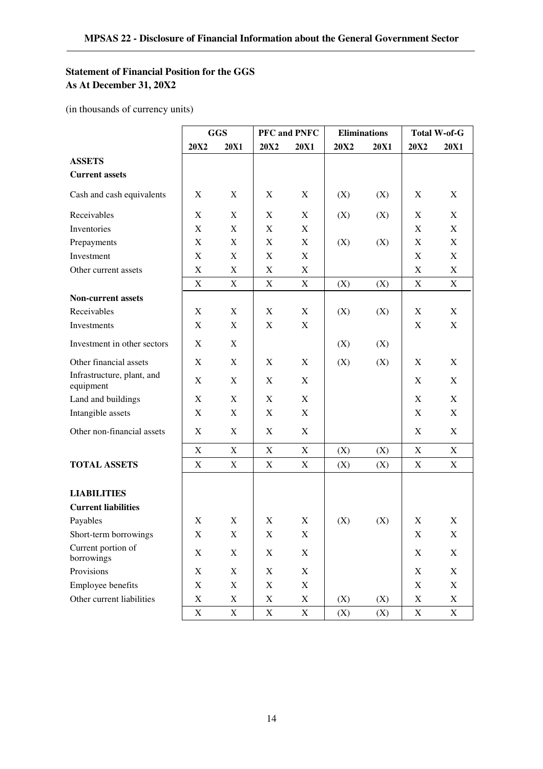**Statement of Financial Position for the GGS**
**As At December 31, 20X2**

(in thousands of currency units)

| | GGS | | PFC and PNFC | | Eliminations | | Total W-of-G | |
|---|---|---|---|---|---|---|---|---|
| | 20X2 | 20X1 | 20X2 | 20X1 | 20X2 | 20X1 | 20X2 | 20X1 |
| **ASSETS** | | | | | | | | |
| **Current assets** | | | | | | | | |
| Cash and cash equivalents | X | X | X | X | (X) | (X) | X | X |
| Receivables | X | X | X | X | (X) | (X) | X | X |
| Inventories | X | X | X | X | | | X | X |
| Prepayments | X | X | X | X | (X) | (X) | X | X |
| Investment | X | X | X | X | | | X | X |
| Other current assets | X | X | X | X | | | X | X |
| | X | X | X | X | (X) | (X) | X | X |
| **Non-current assets** | | | | | | | | |
| Receivables | X | X | X | X | (X) | (X) | X | X |
| Investments | X | X | X | X | | | X | X |
| Investment in other sectors | X | X | | | (X) | (X) | | |
| Other financial assets | X | X | X | X | (X) | (X) | X | X |
| Infrastructure, plant, and equipment | X | X | X | X | | | X | X |
| Land and buildings | X | X | X | X | | | X | X |
| Intangible assets | X | X | X | X | | | X | X |
| Other non-financial assets | X | X | X | X | | | X | X |
| | X | X | X | X | (X) | (X) | X | X |
| **TOTAL ASSETS** | X | X | X | X | (X) | (X) | X | X |
| **LIABILITIES** | | | | | | | | |
| **Current liabilities** | | | | | | | | |
| Payables | X | X | X | X | (X) | (X) | X | X |
| Short-term borrowings | X | X | X | X | | | X | X |
| Current portion of borrowings | X | X | X | X | | | X | X |
| Provisions | X | X | X | X | | | X | X |
| Employee benefits | X | X | X | X | | | X | X |
| Other current liabilities | X | X | X | X | (X) | (X) | X | X |
| | X | X | X | X | (X) | (X) | X | X |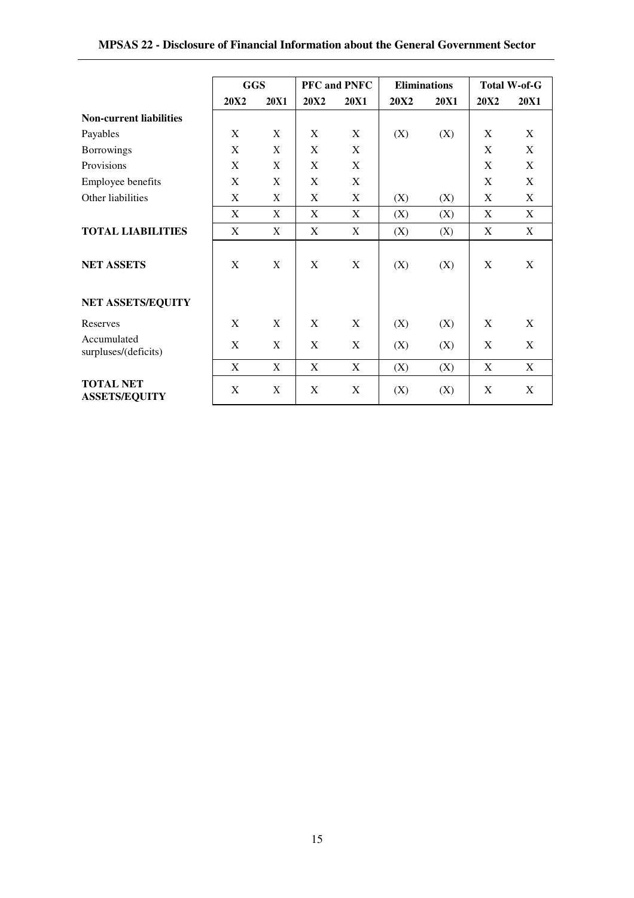| | GGS | | PFC and PNFC | | Eliminations | | Total W-of-G | |
|---|---|---|---|---|---|---|---|---|
| | **20X2** | **20X1** | **20X2** | **20X1** | **20X2** | **20X1** | **20X2** | **20X1** |
| **Non-current liabilities** | | | | | | | | |
| Payables | X | X | X | X | (X) | (X) | X | X |
| Borrowings | X | X | X | X | | | X | X |
| Provisions | X | X | X | X | | | X | X |
| Employee benefits | X | X | X | X | | | X | X |
| Other liabilities | X | X | X | X | (X) | (X) | X | X |
| | X | X | X | X | (X) | (X) | X | X |
| **TOTAL LIABILITIES** | X | X | X | X | (X) | (X) | X | X |
| **NET ASSETS** | X | X | X | X | (X) | (X) | X | X |
| **NET ASSETS/EQUITY** | | | | | | | | |
| Reserves | X | X | X | X | (X) | (X) | X | X |
| Accumulated surpluses/(deficits) | X | X | X | X | (X) | (X) | X | X |
| | X | X | X | X | (X) | (X) | X | X |
| **TOTAL NET ASSETS/EQUITY** | X | X | X | X | (X) | (X) | X | X |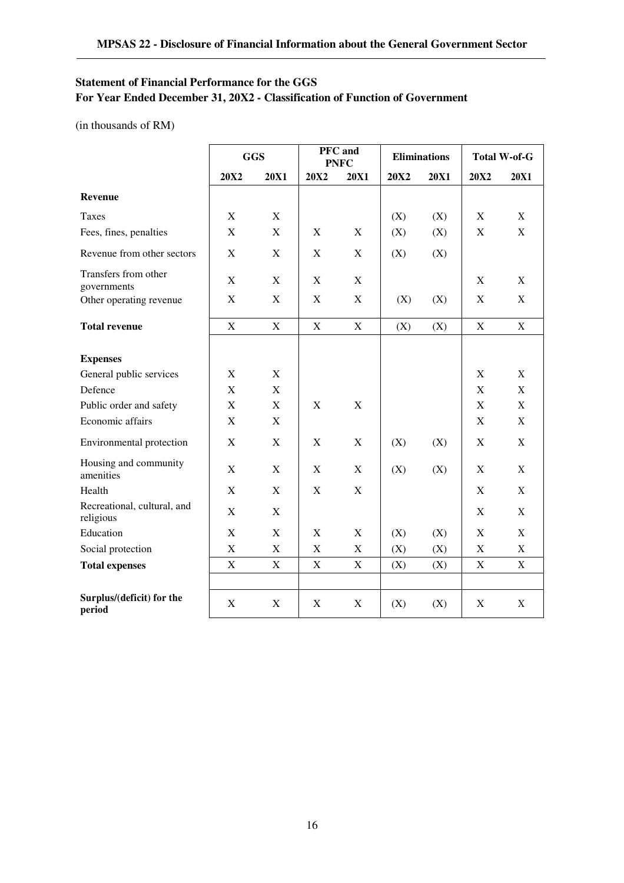**Statement of Financial Performance for the GGS**
**For Year Ended December 31, 20X2 - Classification of Function of Government**

(in thousands of RM)

| | GGS | | PFC and PNFC | | Eliminations | | Total W-of-G | |
|---|---|---|---|---|---|---|---|---|
| | 20X2 | 20X1 | 20X2 | 20X1 | 20X2 | 20X1 | 20X2 | 20X1 |
| **Revenue** | | | | | | | | |
| Taxes | X | X | | | (X) | (X) | X | X |
| Fees, fines, penalties | X | X | X | X | (X) | (X) | X | X |
| Revenue from other sectors | X | X | X | X | (X) | (X) | | |
| Transfers from other governments | X | X | X | X | | | X | X |
| Other operating revenue | X | X | X | X | (X) | (X) | X | X |
| **Total revenue** | X | X | X | X | (X) | (X) | X | X |
| **Expenses** | | | | | | | | |
| General public services | X | X | | | | | X | X |
| Defence | X | X | | | | | X | X |
| Public order and safety | X | X | X | X | | | X | X |
| Economic affairs | X | X | | | | | X | X |
| Environmental protection | X | X | X | X | (X) | (X) | X | X |
| Housing and community amenities | X | X | X | X | (X) | (X) | X | X |
| Health | X | X | X | X | | | X | X |
| Recreational, cultural, and religious | X | X | | | | | X | X |
| Education | X | X | X | X | (X) | (X) | X | X |
| Social protection | X | X | X | X | (X) | (X) | X | X |
| **Total expenses** | X | X | X | X | (X) | (X) | X | X |
| **Surplus/(deficit) for the period** | X | X | X | X | (X) | (X) | X | X |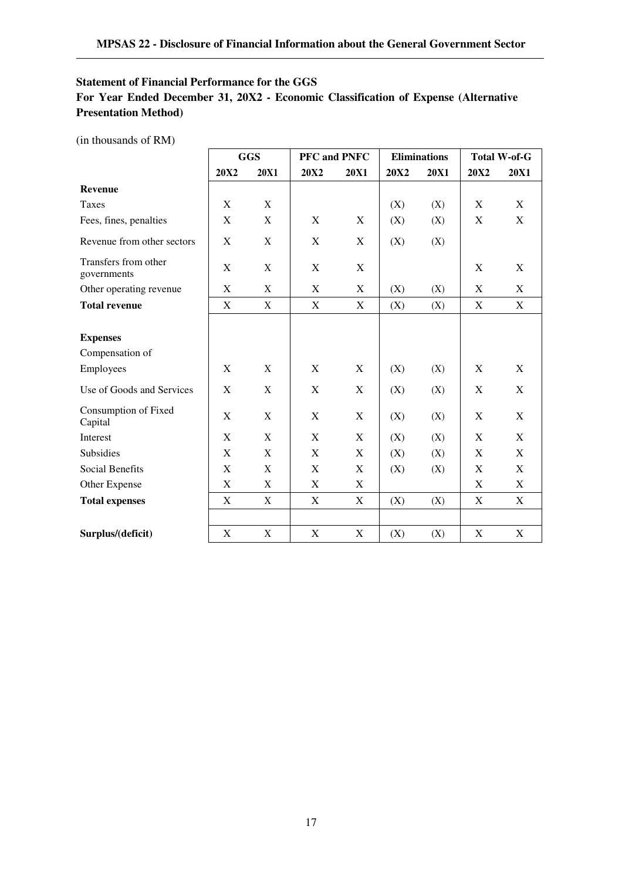**Statement of Financial Performance for the GGS**
**For Year Ended December 31, 20X2 - Economic Classification of Expense (Alternative Presentation Method)**

(in thousands of RM)

| | GGS | | PFC and PNFC | | Eliminations | | Total W-of-G | |
|---|---|---|---|---|---|---|---|---|
| | **20X2** | **20X1** | **20X2** | **20X1** | **20X2** | **20X1** | **20X2** | **20X1** |
| **Revenue** | | | | | | | | |
| Taxes | X | X | | | (X) | (X) | X | X |
| Fees, fines, penalties | X | X | X | X | (X) | (X) | X | X |
| Revenue from other sectors | X | X | X | X | (X) | (X) | | |
| Transfers from other governments | X | X | X | X | | | X | X |
| Other operating revenue | X | X | X | X | (X) | (X) | X | X |
| **Total revenue** | X | X | X | X | (X) | (X) | X | X |
| | | | | | | | | |
| **Expenses** | | | | | | | | |
| Compensation of Employees | X | X | X | X | (X) | (X) | X | X |
| Use of Goods and Services | X | X | X | X | (X) | (X) | X | X |
| Consumption of Fixed Capital | X | X | X | X | (X) | (X) | X | X |
| Interest | X | X | X | X | (X) | (X) | X | X |
| Subsidies | X | X | X | X | (X) | (X) | X | X |
| Social Benefits | X | X | X | X | (X) | (X) | X | X |
| Other Expense | X | X | X | X | | | X | X |
| **Total expenses** | X | X | X | X | (X) | (X) | X | X |
| | | | | | | | | |
| **Surplus/(deficit)** | X | X | X | X | (X) | (X) | X | X |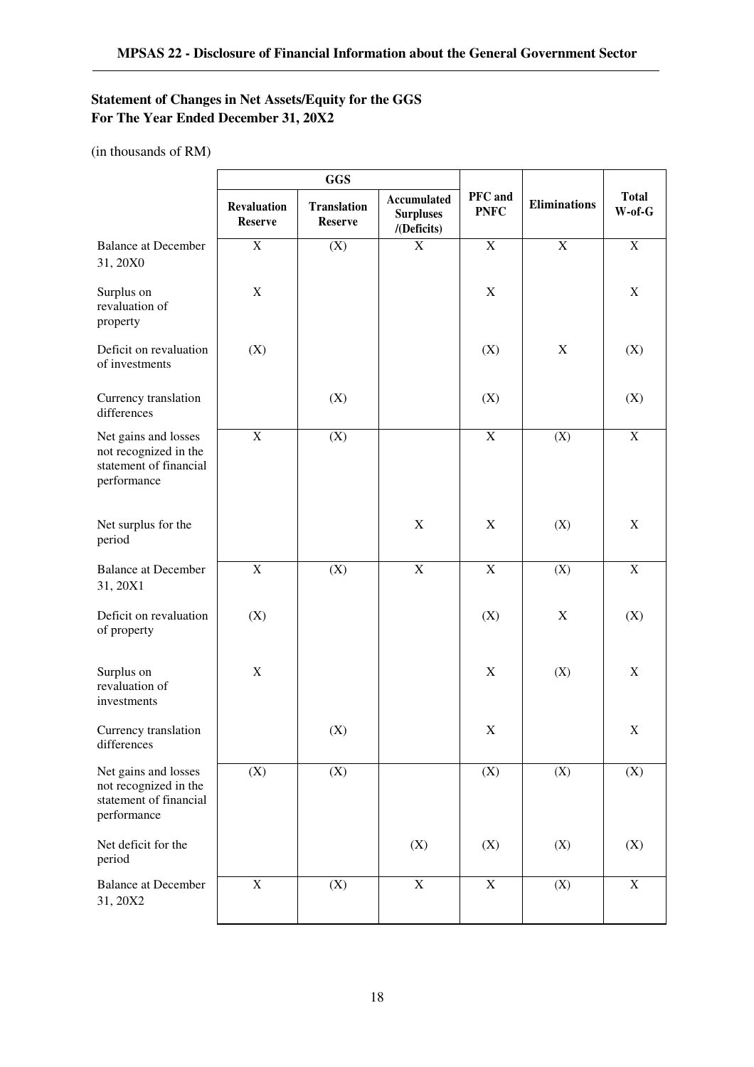## Statement of Changes in Net Assets/Equity for the GGS
## For The Year Ended December 31, 20X2

(in thousands of RM)

| | GGS | | | PFC and PNFC | Eliminations | Total W-of-G |
|---|---|---|---|---|---|---|
| | Revaluation Reserve | Translation Reserve | Accumulated Surpluses /(Deficits) | | | |
| Balance at December 31, 20X0 | X | (X) | X | X | X | X |
| Surplus on revaluation of property | X | | | X | | X |
| Deficit on revaluation of investments | (X) | | | (X) | X | (X) |
| Currency translation differences | | (X) | | (X) | | (X) |
| Net gains and losses not recognized in the statement of financial performance | X | (X) | | X | (X) | X |
| Net surplus for the period | | | X | X | (X) | X |
| Balance at December 31, 20X1 | X | (X) | X | X | (X) | X |
| Deficit on revaluation of property | (X) | | | (X) | X | (X) |
| Surplus on revaluation of investments | X | | | X | (X) | X |
| Currency translation differences | | (X) | | X | | X |
| Net gains and losses not recognized in the statement of financial performance | (X) | (X) | | (X) | (X) | (X) |
| Net deficit for the period | | | (X) | (X) | (X) | (X) |
| Balance at December 31, 20X2 | X | (X) | X | X | (X) | X |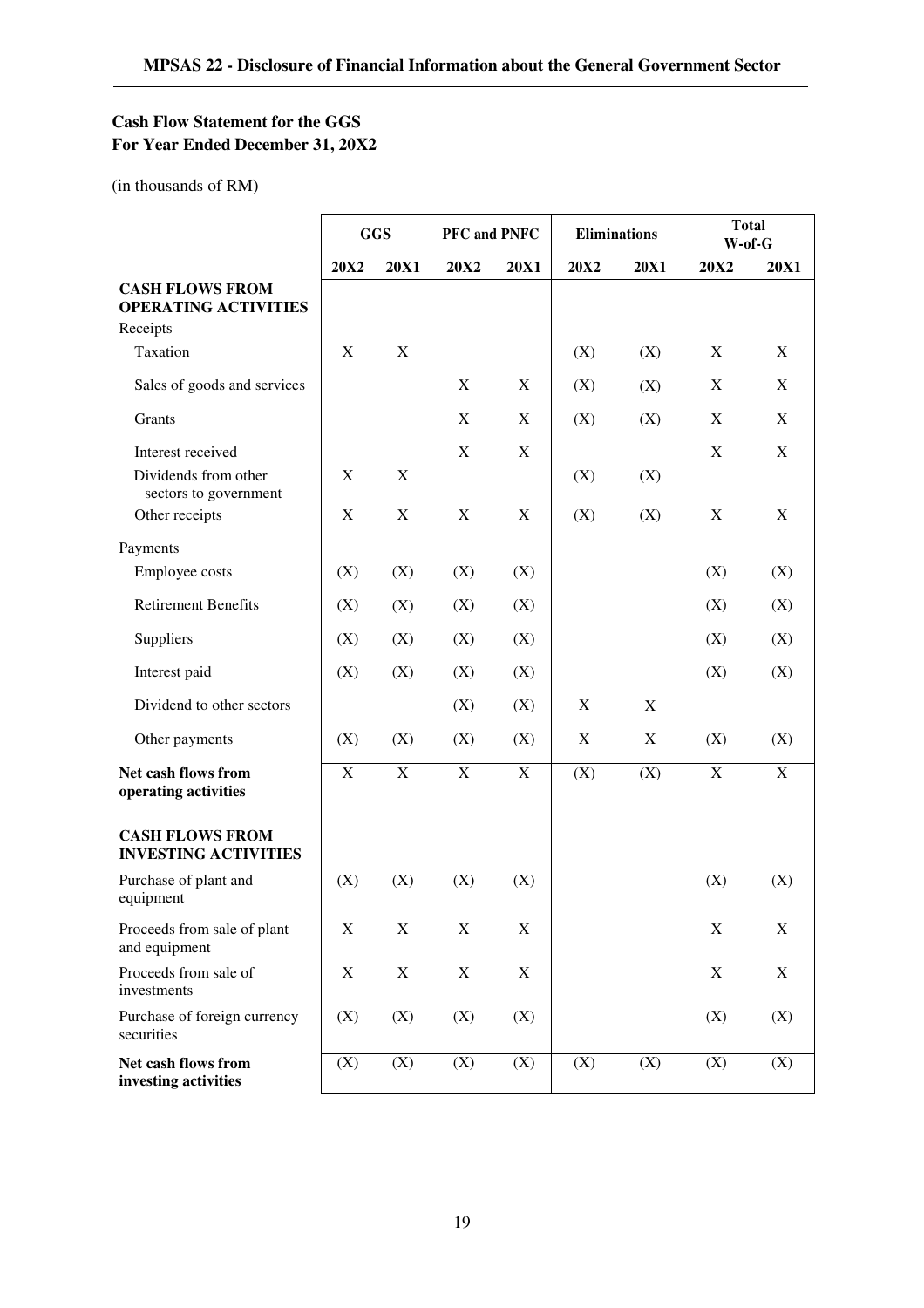**Cash Flow Statement for the GGS**
**For Year Ended December 31, 20X2**

(in thousands of RM)

| | GGS | | PFC and PNFC | | Eliminations | | Total W-of-G | |
|---|---|---|---|---|---|---|---|---|
| | 20X2 | 20X1 | 20X2 | 20X1 | 20X2 | 20X1 | 20X2 | 20X1 |
| **CASH FLOWS FROM OPERATING ACTIVITIES** | | | | | | | | |
| Receipts | | | | | | | | |
| Taxation | X | X | | | (X) | (X) | X | X |
| Sales of goods and services | | | X | X | (X) | (X) | X | X |
| Grants | | | X | X | (X) | (X) | X | X |
| Interest received | | | X | X | | | X | X |
| Dividends from other sectors to government | X | X | | | (X) | (X) | | |
| Other receipts | X | X | X | X | (X) | (X) | X | X |
| Payments | | | | | | | | |
| Employee costs | (X) | (X) | (X) | (X) | | | (X) | (X) |
| Retirement Benefits | (X) | (X) | (X) | (X) | | | (X) | (X) |
| Suppliers | (X) | (X) | (X) | (X) | | | (X) | (X) |
| Interest paid | (X) | (X) | (X) | (X) | | | (X) | (X) |
| Dividend to other sectors | | | (X) | (X) | X | X | | |
| Other payments | (X) | (X) | (X) | (X) | X | X | (X) | (X) |
| **Net cash flows from operating activities** | X | X | X | X | (X) | (X) | X | X |
| **CASH FLOWS FROM INVESTING ACTIVITIES** | | | | | | | | |
| Purchase of plant and equipment | (X) | (X) | (X) | (X) | | | (X) | (X) |
| Proceeds from sale of plant and equipment | X | X | X | X | | | X | X |
| Proceeds from sale of investments | X | X | X | X | | | X | X |
| Purchase of foreign currency securities | (X) | (X) | (X) | (X) | | | (X) | (X) |
| **Net cash flows from investing activities** | (X) | (X) | (X) | (X) | (X) | (X) | (X) | (X) |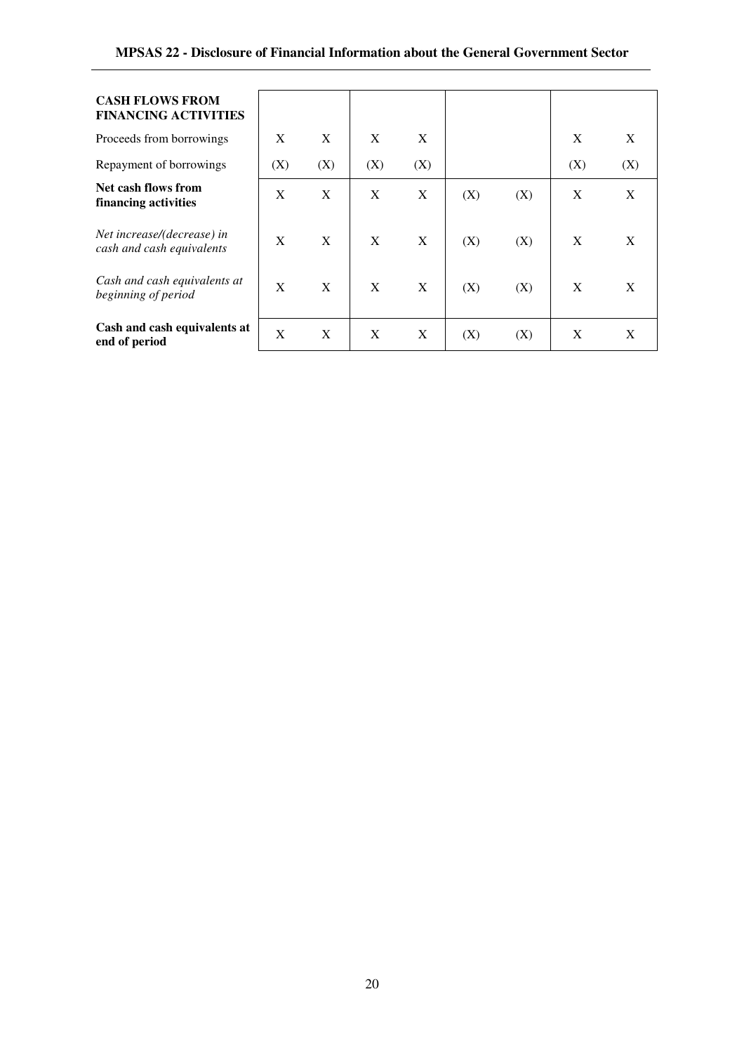| | | | | | | | | |
|---|---|---|---|---|---|---|---|---|
| **CASH FLOWS FROM FINANCING ACTIVITIES** | | | | | | | | |
| Proceeds from borrowings | X | X | X | X | | | X | X |
| Repayment of borrowings | (X) | (X) | (X) | (X) | | | (X) | (X) |
| **Net cash flows from financing activities** | X | X | X | X | (X) | (X) | X | X |
| *Net increase/(decrease) in cash and cash equivalents* | X | X | X | X | (X) | (X) | X | X |
| *Cash and cash equivalents at beginning of period* | X | X | X | X | (X) | (X) | X | X |
| **Cash and cash equivalents at end of period** | X | X | X | X | (X) | (X) | X | X |